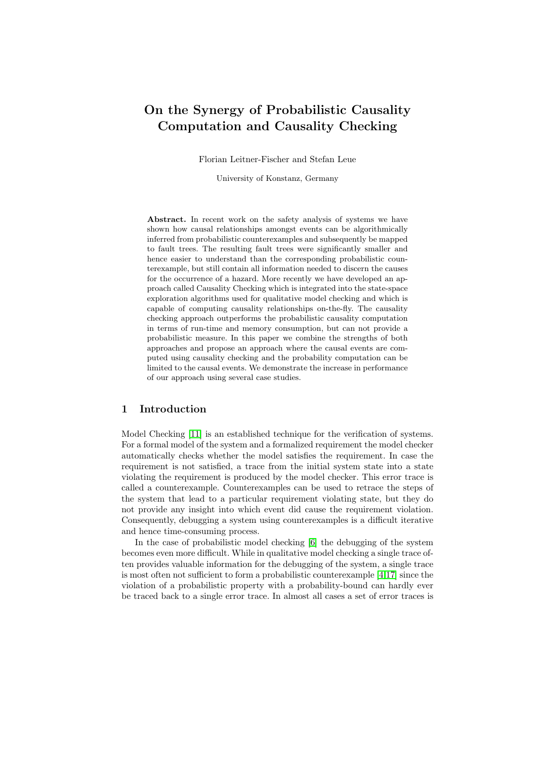# On the Synergy of Probabilistic Causality Computation and Causality Checking

Florian Leitner-Fischer and Stefan Leue

University of Konstanz, Germany

**Abstract.** In recent work on the safety analysis of systems we have shown how causal relationships amongst events can be algorithmically inferred from probabilistic counterexamples and subsequently be mapped to fault trees. The resulting fault trees were significantly smaller and hence easier to understand than the corresponding probabilistic counterexample, but still contain all information needed to discern the causes for the occurrence of a hazard. More recently we have developed an approach called Causality Checking which is integrated into the state-space exploration algorithms used for qualitative model checking and which is capable of computing causality relationships on-the-fly. The causality checking approach outperforms the probabilistic causality computation in terms of run-time and memory consumption, but can not provide a probabilistic measure. In this paper we combine the strengths of both approaches and propose an approach where the causal events are computed using causality checking and the probability computation can be limited to the causal events. We demonstrate the increase in performance of our approach using several case studies.

## 1 Introduction

Model Checking [11] is an established technique for the verification of systems. For a formal model of the system and a formalized requirement the model checker automatically checks whether the model satisfies the requirement. In case the requirement is not satisfied, a trace from the initial system state into a state violating the requirement is produced by the model checker. This error trace is called a counterexample. Counterexamples can be used to retrace the steps of the system that lead to a particular requirement violating state, but they do not provide any insight into which event did cause the requirement violation. Consequently, debugging a system using counterexamples is a difficult iterative and hence time-consuming process.

In the case of probabilistic model checking [6] the debugging of the system becomes even more difficult. While in qualitative model checking a single trace often provides valuable information for the debugging of the system, a single trace is most often not sufficient to form a probabilistic counterexample [4,17] since the violation of a probabilistic property with a probability-bound can hardly ever be traced back to a single error trace. In almost all cases a set of error traces is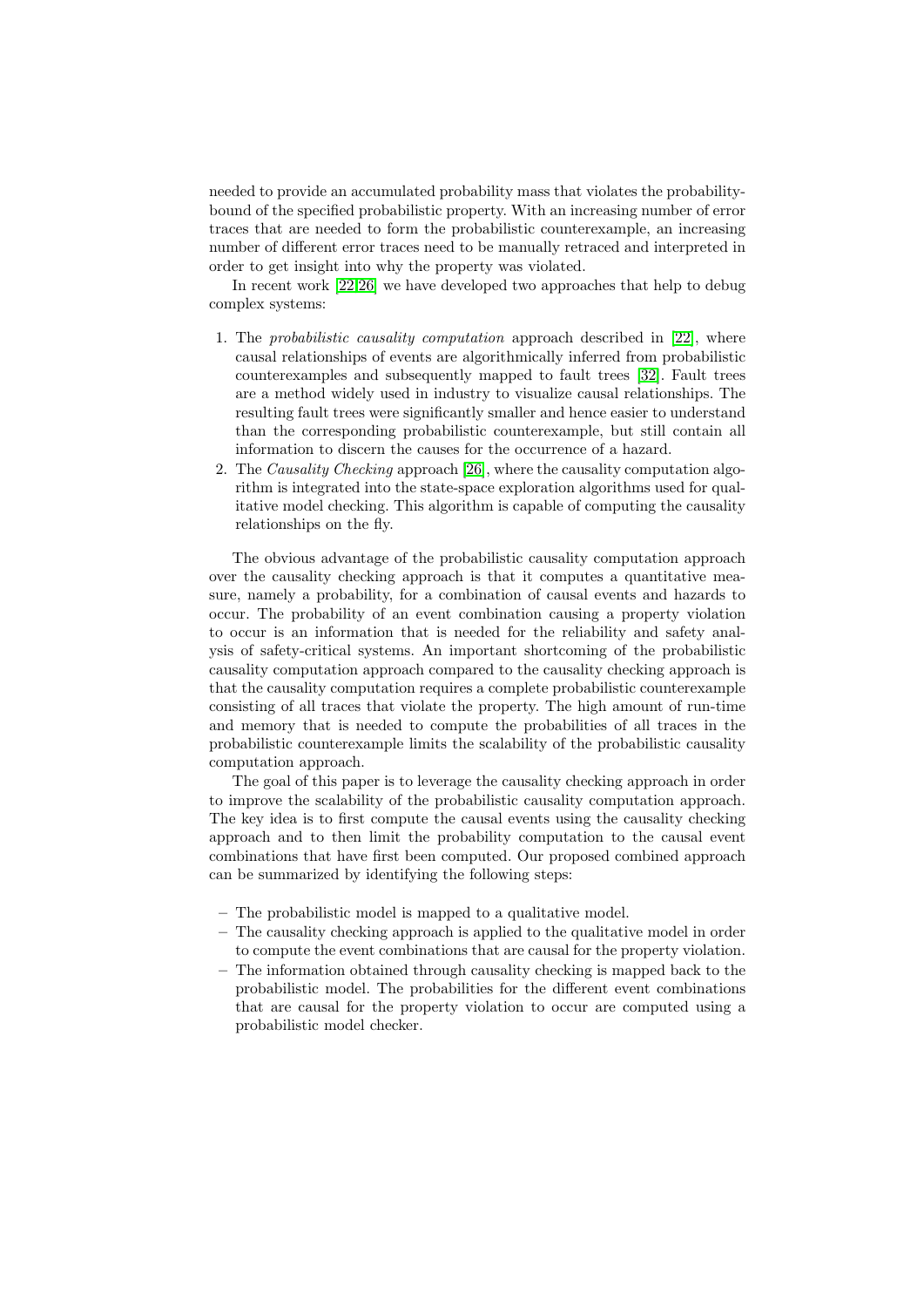needed to provide an accumulated probability mass that violates the probability-bound of the specified probabilistic property. With an increasing number of error traces that are needed to form the probabilistic counterexample, an increasing number of different error traces need to be manually retraced and interpreted in order to get insight into why the property was violated.

In recent work [22,26] we have developed two approaches that help to debug complex systems:

1. The *probabilistic causality computation* approach described in [22], where causal relationships of events are algorithmically inferred from probabilistic counterexamples and subsequently mapped to fault trees [32]. Fault trees are a method widely used in industry to visualize causal relationships. The resulting fault trees were significantly smaller and hence easier to understand than the corresponding probabilistic counterexample, but still contain all information to discern the causes for the occurrence of a hazard.
2. The *Causality Checking* approach [26], where the causality computation algorithm is integrated into the state-space exploration algorithms used for qualitative model checking. This algorithm is capable of computing the causality relationships on the fly.

The obvious advantage of the probabilistic causality computation approach over the causality checking approach is that it computes a quantitative measure, namely a probability, for a combination of causal events and hazards to occur. The probability of an event combination causing a property violation to occur is an information that is needed for the reliability and safety analysis of safety-critical systems. An important shortcoming of the probabilistic causality computation approach compared to the causality checking approach is that the causality computation requires a complete probabilistic counterexample consisting of all traces that violate the property. The high amount of run-time and memory that is needed to compute the probabilities of all traces in the probabilistic counterexample limits the scalability of the probabilistic causality computation approach.

The goal of this paper is to leverage the causality checking approach in order to improve the scalability of the probabilistic causality computation approach. The key idea is to first compute the causal events using the causality checking approach and to then limit the probability computation to the causal event combinations that have first been computed. Our proposed combined approach can be summarized by identifying the following steps:

- The probabilistic model is mapped to a qualitative model.
- The causality checking approach is applied to the qualitative model in order to compute the event combinations that are causal for the property violation.
- The information obtained through causality checking is mapped back to the probabilistic model. The probabilities for the different event combinations that are causal for the property violation to occur are computed using a probabilistic model checker.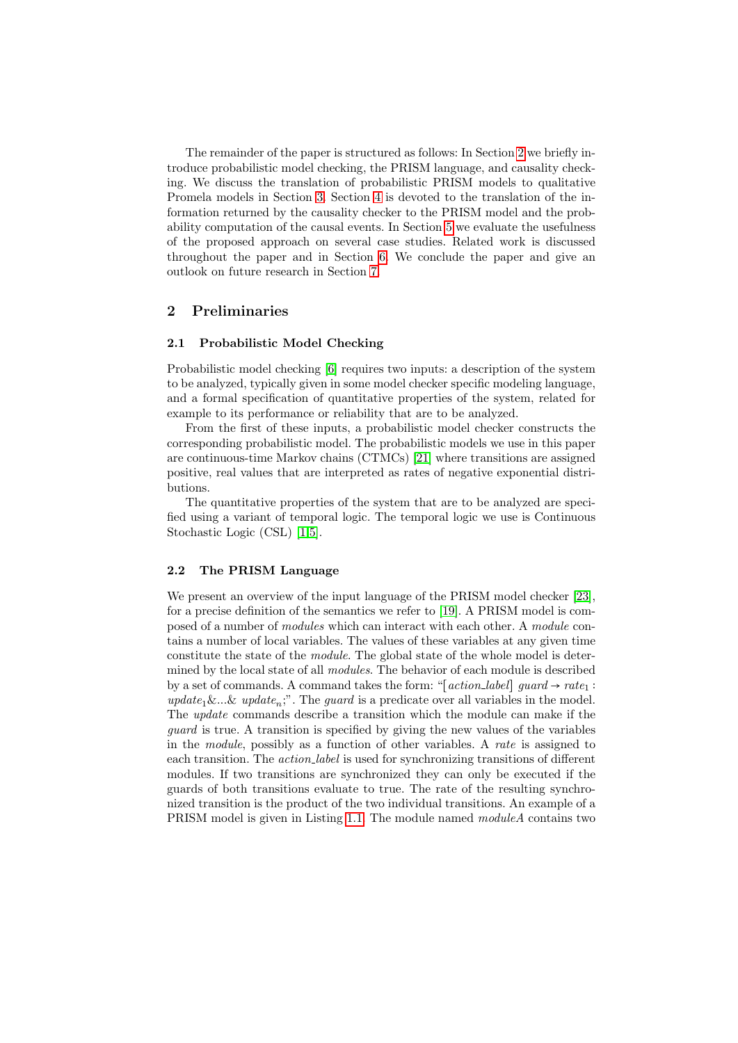The remainder of the paper is structured as follows: In Section 2 we briefly introduce probabilistic model checking, the PRISM language, and causality checking. We discuss the translation of probabilistic PRISM models to qualitative Promela models in Section 3. Section 4 is devoted to the translation of the information returned by the causality checker to the PRISM model and the probability computation of the causal events. In Section 5 we evaluate the usefulness of the proposed approach on several case studies. Related work is discussed throughout the paper and in Section 6. We conclude the paper and give an outlook on future research in Section 7.

## 2 Preliminaries

### 2.1 Probabilistic Model Checking

Probabilistic model checking [6] requires two inputs: a description of the system to be analyzed, typically given in some model checker specific modeling language, and a formal specification of quantitative properties of the system, related for example to its performance or reliability that are to be analyzed.

From the first of these inputs, a probabilistic model checker constructs the corresponding probabilistic model. The probabilistic models we use in this paper are continuous-time Markov chains (CTMCs) [21] where transitions are assigned positive, real values that are interpreted as rates of negative exponential distributions.

The quantitative properties of the system that are to be analyzed are specified using a variant of temporal logic. The temporal logic we use is Continuous Stochastic Logic (CSL) [1,5].

### 2.2 The PRISM Language

We present an overview of the input language of the PRISM model checker [23], for a precise definition of the semantics we refer to [19]. A PRISM model is composed of a number of *modules* which can interact with each other. A *module* contains a number of local variables. The values of these variables at any given time constitute the state of the *module*. The global state of the whole model is determined by the local state of all *modules*. The behavior of each module is described by a set of commands. A command takes the form: "[*action_label*] *guard* $\rightarrow$ $rate_1$ : $update_1$&...& $update_n$;". The *guard* is a predicate over all variables in the model. The *update* commands describe a transition which the module can make if the *guard* is true. A transition is specified by giving the new values of the variables in the *module*, possibly as a function of other variables. A *rate* is assigned to each transition. The *action_label* is used for synchronizing transitions of different modules. If two transitions are synchronized they can only be executed if the guards of both transitions evaluate to true. The rate of the resulting synchronized transition is the product of the two individual transitions. An example of a PRISM model is given in Listing 1.1. The module named *moduleA* contains two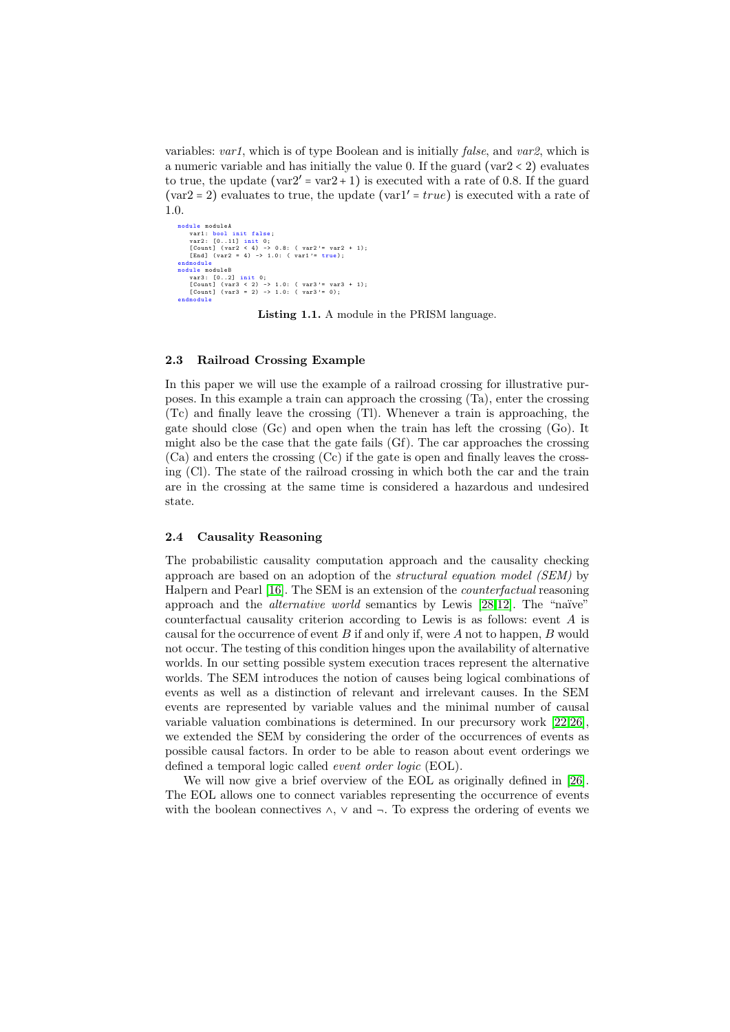variables: *var1*, which is of type Boolean and is initially *false*, and *var2*, which is a numeric variable and has initially the value 0. If the guard $(\text{var2} < 2)$ evaluates to true, the update $(\text{var2}' = \text{var2} + 1)$ is executed with a rate of 0.8. If the guard $(\text{var2} = 2)$ evaluates to true, the update $(\text{var1}' = \mathit{true})$ is executed with a rate of 1.0.

```
module moduleA
    var1: bool init false;
    var2: [0..11] init 0;
    [Count] (var2 < 4) -> 0.8: ( var2'= var2 + 1);
    [End] (var2 = 4) -> 1.0: ( var1'= true);
endmodule
module moduleB
    var3: [0..2] init 0;
    [Count] (var3 < 2) -> 1.0: ( var3'= var3 + 1);
    [Count] (var3 = 2) -> 1.0: ( var3'= 0);
endmodule
```

**Listing 1.1.** A module in the PRISM language.

### 2.3 Railroad Crossing Example

In this paper we will use the example of a railroad crossing for illustrative purposes. In this example a train can approach the crossing (Ta), enter the crossing (Tc) and finally leave the crossing (Tl). Whenever a train is approaching, the gate should close (Gc) and open when the train has left the crossing (Go). It might also be the case that the gate fails (Gf). The car approaches the crossing (Ca) and enters the crossing (Cc) if the gate is open and finally leaves the crossing (Cl). The state of the railroad crossing in which both the car and the train are in the crossing at the same time is considered a hazardous and undesired state.

### 2.4 Causality Reasoning

The probabilistic causality computation approach and the causality checking approach are based on an adoption of the *structural equation model (SEM)* by Halpern and Pearl [16]. The SEM is an extension of the *counterfactual* reasoning approach and the *alternative world* semantics by Lewis [28,12]. The "naïve" counterfactual causality criterion according to Lewis is as follows: event $A$ is causal for the occurrence of event $B$ if and only if, were $A$ not to happen, $B$ would not occur. The testing of this condition hinges upon the availability of alternative worlds. In our setting possible system execution traces represent the alternative worlds. The SEM introduces the notion of causes being logical combinations of events as well as a distinction of relevant and irrelevant causes. In the SEM events are represented by variable values and the minimal number of causal variable valuation combinations is determined. In our precursory work [22,26], we extended the SEM by considering the order of the occurrences of events as possible causal factors. In order to be able to reason about event orderings we defined a temporal logic called *event order logic* (EOL).

We will now give a brief overview of the EOL as originally defined in [26]. The EOL allows one to connect variables representing the occurrence of events with the boolean connectives $\wedge$, $\vee$ and $\neg$. To express the ordering of events we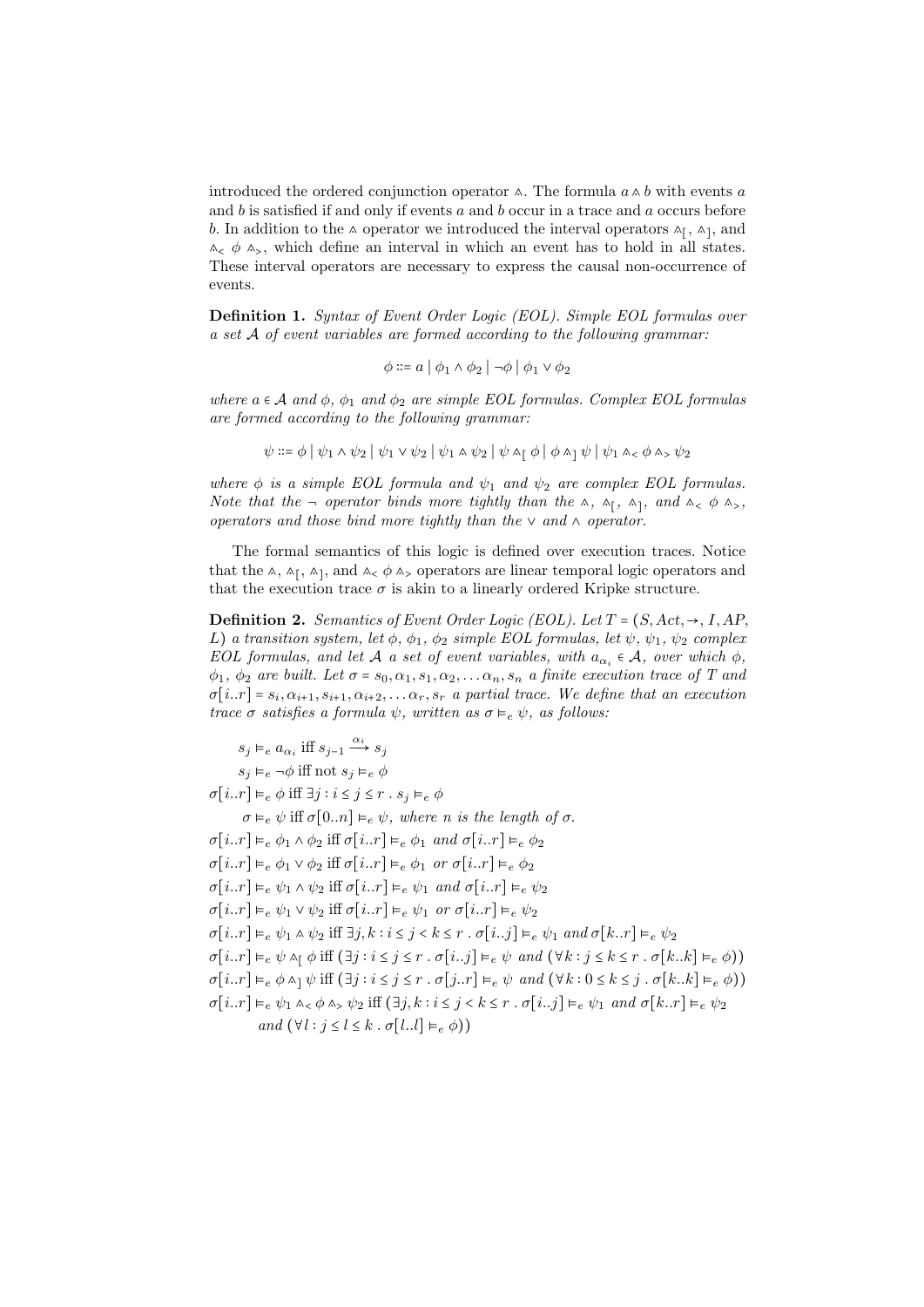introduced the ordered conjunction operator $\wedge\!\!\!\!\cdot$. The formula $a \mathbin{\wedge\!\!\!\!\cdot} b$ with events $a$ and $b$ is satisfied if and only if events $a$ and $b$ occur in a trace and $a$ occurs before $b$. In addition to the $\mathbin{\wedge\!\!\!\!\cdot}$ operator we introduced the interval operators $\mathbin{\wedge\!\!\!\!\cdot}_{[}$, $\mathbin{\wedge\!\!\!\!\cdot}_{]}$, and $\mathbin{\wedge\!\!\!\!\cdot}_{<}\ \phi\ \mathbin{\wedge\!\!\!\!\cdot}_{>}$, which define an interval in which an event has to hold in all states. These interval operators are necessary to express the causal non-occurrence of events.

**Definition 1.** *Syntax of Event Order Logic (EOL). Simple EOL formulas over a set $\mathcal{A}$ of event variables are formed according to the following grammar:*

$$\phi ::= a \mid \phi_1 \wedge \phi_2 \mid \neg\phi \mid \phi_1 \vee \phi_2$$

*where $a \in \mathcal{A}$ and $\phi$, $\phi_1$ and $\phi_2$ are simple EOL formulas. Complex EOL formulas are formed according to the following grammar:*

$$\psi ::= \phi \mid \psi_1 \wedge \psi_2 \mid \psi_1 \vee \psi_2 \mid \psi_1 \mathbin{\wedge\!\!\!\!\cdot} \psi_2 \mid \psi \mathbin{\wedge\!\!\!\!\cdot}_{[}\ \phi \mid \phi \mathbin{\wedge\!\!\!\!\cdot}_{]}\ \psi \mid \psi_1 \mathbin{\wedge\!\!\!\!\cdot}_{<}\ \phi \mathbin{\wedge\!\!\!\!\cdot}_{>}\ \psi_2$$

*where $\phi$ is a simple EOL formula and $\psi_1$ and $\psi_2$ are complex EOL formulas. Note that the $\neg$ operator binds more tightly than the $\mathbin{\wedge\!\!\!\!\cdot}$, $\mathbin{\wedge\!\!\!\!\cdot}_{[}$, $\mathbin{\wedge\!\!\!\!\cdot}_{]}$, and $\mathbin{\wedge\!\!\!\!\cdot}_{<}\ \phi\ \mathbin{\wedge\!\!\!\!\cdot}_{>}$, operators and those bind more tightly than the $\vee$ and $\wedge$ operator.*

The formal semantics of this logic is defined over execution traces. Notice that the $\mathbin{\wedge\!\!\!\!\cdot}$, $\mathbin{\wedge\!\!\!\!\cdot}_{[}$, $\mathbin{\wedge\!\!\!\!\cdot}_{]}$, and $\mathbin{\wedge\!\!\!\!\cdot}_{<}\ \phi\ \mathbin{\wedge\!\!\!\!\cdot}_{>}$ operators are linear temporal logic operators and that the execution trace $\sigma$ is akin to a linearly ordered Kripke structure.

**Definition 2.** *Semantics of Event Order Logic (EOL). Let $T = (S, Act, \rightarrow, I, AP, L)$ a transition system, let $\phi$, $\phi_1$, $\phi_2$ simple EOL formulas, let $\psi$, $\psi_1$, $\psi_2$ complex EOL formulas, and let $\mathcal{A}$ a set of event variables, with $a_{\alpha_i} \in \mathcal{A}$, over which $\phi$, $\phi_1$, $\phi_2$ are built. Let $\sigma = s_0, \alpha_1, s_1, \alpha_2, \ldots \alpha_n, s_n$ a finite execution trace of $T$ and $\sigma[i..r] = s_i, \alpha_{i+1}, s_{i+1}, \alpha_{i+2}, \ldots \alpha_r, s_r$ a partial trace. We define that an execution trace $\sigma$ satisfies a formula $\psi$, written as $\sigma \vDash_e \psi$, as follows:*

$s_j \vDash_e a_{\alpha_i}$ iff $s_{j-1} \xrightarrow{\alpha_i} s_j$

$s_j \vDash_e \neg\phi$ iff not $s_j \vDash_e \phi$

$\sigma[i..r] \vDash_e \phi$ iff $\exists j : i \leq j \leq r \,.\, s_j \vDash_e \phi$

$\sigma \vDash_e \psi$ iff $\sigma[0..n] \vDash_e \psi$, *where $n$ is the length of $\sigma$.*

$\sigma[i..r] \vDash_e \phi_1 \wedge \phi_2$ iff $\sigma[i..r] \vDash_e \phi_1$ *and* $\sigma[i..r] \vDash_e \phi_2$

$\sigma[i..r] \vDash_e \phi_1 \vee \phi_2$ iff $\sigma[i..r] \vDash_e \phi_1$ *or* $\sigma[i..r] \vDash_e \phi_2$

$\sigma[i..r] \vDash_e \psi_1 \wedge \psi_2$ iff $\sigma[i..r] \vDash_e \psi_1$ *and* $\sigma[i..r] \vDash_e \psi_2$

$\sigma[i..r] \vDash_e \psi_1 \vee \psi_2$ iff $\sigma[i..r] \vDash_e \psi_1$ *or* $\sigma[i..r] \vDash_e \psi_2$

$\sigma[i..r] \vDash_e \psi_1 \mathbin{\wedge\!\!\!\!\cdot} \psi_2$ iff $\exists j, k : i \leq j < k \leq r \,.\, \sigma[i..j] \vDash_e \psi_1$ *and* $\sigma[k..r] \vDash_e \psi_2$

$\sigma[i..r] \vDash_e \psi \mathbin{\wedge\!\!\!\!\cdot}_{[}\ \phi$ iff $(\exists j : i \leq j \leq r \,.\, \sigma[i..j] \vDash_e \psi$ *and* $(\forall k : j \leq k \leq r \,.\, \sigma[k..k] \vDash_e \phi))$

$\sigma[i..r] \vDash_e \phi \mathbin{\wedge\!\!\!\!\cdot}_{]}\ \psi$ iff $(\exists j : i \leq j \leq r \,.\, \sigma[j..r] \vDash_e \psi$ *and* $(\forall k : 0 \leq k \leq j \,.\, \sigma[k..k] \vDash_e \phi))$

$\sigma[i..r] \vDash_e \psi_1 \mathbin{\wedge\!\!\!\!\cdot}_{<}\ \phi \mathbin{\wedge\!\!\!\!\cdot}_{>}\ \psi_2$ iff $(\exists j, k : i \leq j < k \leq r \,.\, \sigma[i..j] \vDash_e \psi_1$ *and* $\sigma[k..r] \vDash_e \psi_2$
*and* $(\forall l : j \leq l \leq k \,.\, \sigma[l..l] \vDash_e \phi))$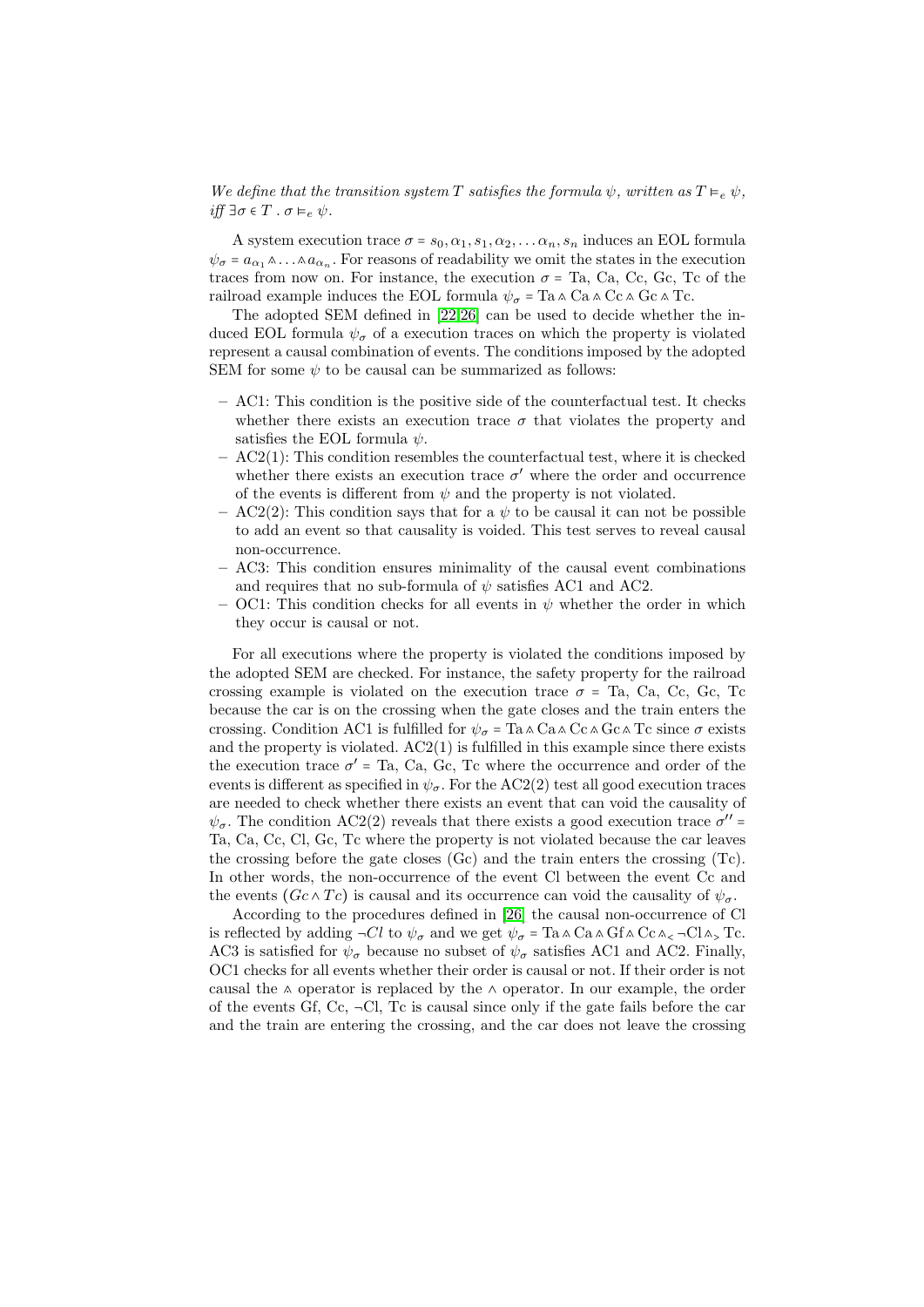*We define that the transition system $T$ satisfies the formula $\psi$, written as $T \vDash_e \psi$, iff $\exists \sigma \in T \,.\, \sigma \vDash_e \psi$.*

A system execution trace $\sigma = s_0, \alpha_1, s_1, \alpha_2, \ldots \alpha_n, s_n$ induces an EOL formula $\psi_\sigma = a_{\alpha_1} \wedge \ldots \wedge a_{\alpha_n}$. For reasons of readability we omit the states in the execution traces from now on. For instance, the execution $\sigma$ = Ta, Ca, Cc, Gc, Tc of the railroad example induces the EOL formula $\psi_\sigma = \text{Ta} \wedge \text{Ca} \wedge \text{Cc} \wedge \text{Gc} \wedge \text{Tc}$.

The adopted SEM defined in [22,26] can be used to decide whether the induced EOL formula $\psi_\sigma$ of a execution traces on which the property is violated represent a causal combination of events. The conditions imposed by the adopted SEM for some $\psi$ to be causal can be summarized as follows:

- AC1: This condition is the positive side of the counterfactual test. It checks whether there exists an execution trace $\sigma$ that violates the property and satisfies the EOL formula $\psi$.
- AC2(1): This condition resembles the counterfactual test, where it is checked whether there exists an execution trace $\sigma'$ where the order and occurrence of the events is different from $\psi$ and the property is not violated.
- AC2(2): This condition says that for a $\psi$ to be causal it can not be possible to add an event so that causality is voided. This test serves to reveal causal non-occurrence.
- AC3: This condition ensures minimality of the causal event combinations and requires that no sub-formula of $\psi$ satisfies AC1 and AC2.
- OC1: This condition checks for all events in $\psi$ whether the order in which they occur is causal or not.

For all executions where the property is violated the conditions imposed by the adopted SEM are checked. For instance, the safety property for the railroad crossing example is violated on the execution trace $\sigma$ = Ta, Ca, Cc, Gc, Tc because the car is on the crossing when the gate closes and the train enters the crossing. Condition AC1 is fulfilled for $\psi_\sigma = \text{Ta} \wedge \text{Ca} \wedge \text{Cc} \wedge \text{Gc} \wedge \text{Tc}$ since $\sigma$ exists and the property is violated. AC2(1) is fulfilled in this example since there exists the execution trace $\sigma'$ = Ta, Ca, Gc, Tc where the occurrence and order of the events is different as specified in $\psi_\sigma$. For the AC2(2) test all good execution traces are needed to check whether there exists an event that can void the causality of $\psi_\sigma$. The condition AC2(2) reveals that there exists a good execution trace $\sigma''$ = Ta, Ca, Cc, Cl, Gc, Tc where the property is not violated because the car leaves the crossing before the gate closes (Gc) and the train enters the crossing (Tc). In other words, the non-occurrence of the event Cl between the event Cc and the events $(Gc \wedge Tc)$ is causal and its occurrence can void the causality of $\psi_\sigma$.

According to the procedures defined in [26] the causal non-occurrence of Cl is reflected by adding $\neg Cl$ to $\psi_\sigma$ and we get $\psi_\sigma = \text{Ta} \wedge \text{Ca} \wedge \text{Gf} \wedge \text{Cc} \wedge_< \neg\text{Cl} \wedge_> \text{Tc}$. AC3 is satisfied for $\psi_\sigma$ because no subset of $\psi_\sigma$ satisfies AC1 and AC2. Finally, OC1 checks for all events whether their order is causal or not. If their order is not causal the $\wedge$ operator is replaced by the $\wedge$ operator. In our example, the order of the events Gf, Cc, ¬Cl, Tc is causal since only if the gate fails before the car and the train are entering the crossing, and the car does not leave the crossing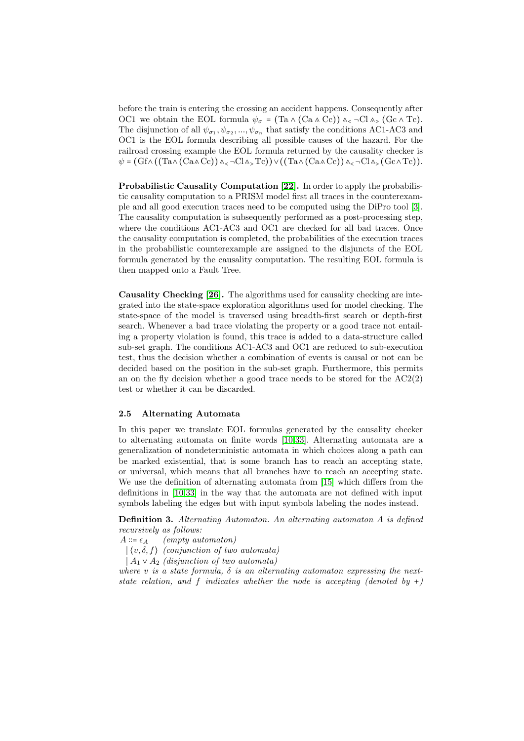before the train is entering the crossing an accident happens. Consequently after OC1 we obtain the EOL formula $\psi_\sigma = (\text{Ta} \wedge (\text{Ca} \curlywedge \text{Cc})) \curlywedge_< \neg\text{Cl} \curlywedge_> (\text{Gc} \wedge \text{Tc})$. The disjunction of all $\psi_{\sigma_1}, \psi_{\sigma_2}, ..., \psi_{\sigma_n}$ that satisfy the conditions AC1-AC3 and OC1 is the EOL formula describing all possible causes of the hazard. For the railroad crossing example the EOL formula returned by the causality checker is $\psi = (\text{Gf} \wedge ((\text{Ta} \wedge (\text{Ca} \curlywedge \text{Cc})) \curlywedge_< \neg\text{Cl} \curlywedge_> \text{Tc})) \vee ((\text{Ta} \wedge (\text{Ca} \curlywedge \text{Cc})) \curlywedge_< \neg\text{Cl} \curlywedge_> (\text{Gc} \wedge \text{Tc}))$.

**Probabilistic Causality Computation [22].** In order to apply the probabilistic causality computation to a PRISM model first all traces in the counterexample and all good execution traces need to be computed using the DiPro tool [3]. The causality computation is subsequently performed as a post-processing step, where the conditions AC1-AC3 and OC1 are checked for all bad traces. Once the causality computation is completed, the probabilities of the execution traces in the probabilistic counterexample are assigned to the disjuncts of the EOL formula generated by the causality computation. The resulting EOL formula is then mapped onto a Fault Tree.

**Causality Checking [26].** The algorithms used for causality checking are integrated into the state-space exploration algorithms used for model checking. The state-space of the model is traversed using breadth-first search or depth-first search. Whenever a bad trace violating the property or a good trace not entailing a property violation is found, this trace is added to a data-structure called sub-set graph. The conditions AC1-AC3 and OC1 are reduced to sub-execution test, thus the decision whether a combination of events is causal or not can be decided based on the position in the sub-set graph. Furthermore, this permits an on the fly decision whether a good trace needs to be stored for the AC2(2) test or whether it can be discarded.

### 2.5 Alternating Automata

In this paper we translate EOL formulas generated by the causality checker to alternating automata on finite words [10,33]. Alternating automata are a generalization of nondeterministic automata in which choices along a path can be marked existential, that is some branch has to reach an accepting state, or universal, which means that all branches have to reach an accepting state. We use the definition of alternating automata from [15] which differs from the definitions in [10,33] in the way that the automata are not defined with input symbols labeling the edges but with input symbols labeling the nodes instead.

**Definition 3.** *Alternating Automaton. An alternating automaton $A$ is defined recursively as follows:*
$A ::= \epsilon_A$ *(empty automaton)*
$\mid \langle v, \delta, f \rangle$ *(conjunction of two automata)*
$\mid A_1 \vee A_2$ *(disjunction of two automata)*
*where $v$ is a state formula, $\delta$ is an alternating automaton expressing the next-state relation, and $f$ indicates whether the node is accepting (denoted by +)*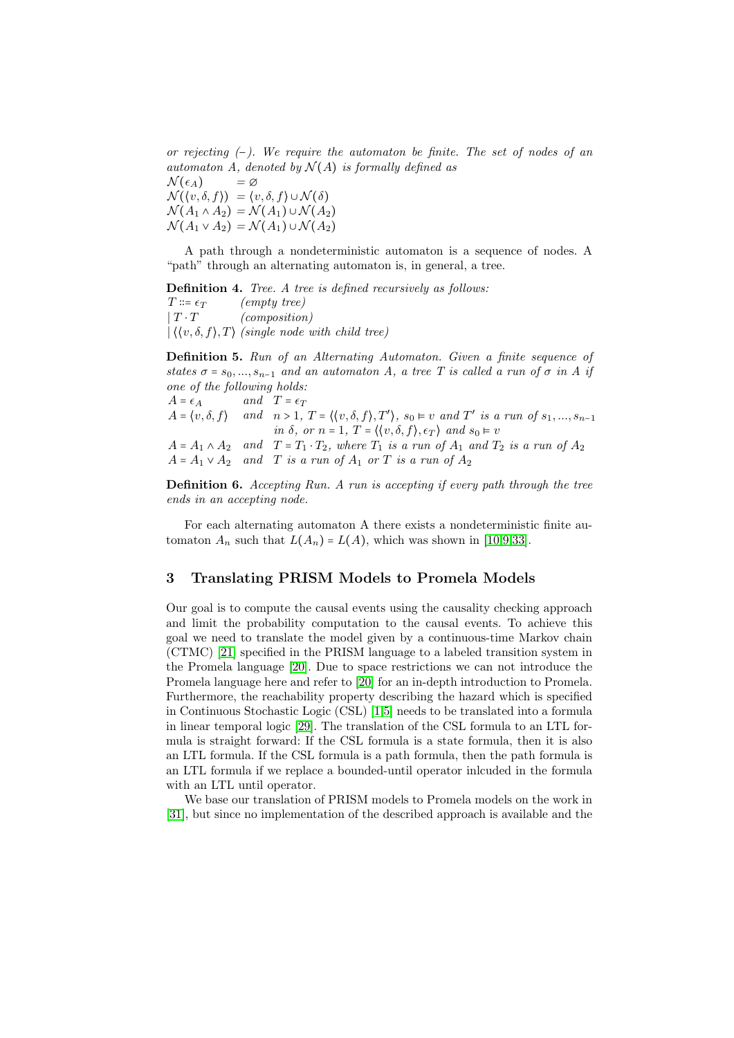*or rejecting (–). We require the automaton be finite. The set of nodes of an automaton $A$, denoted by $\mathcal{N}(A)$ is formally defined as*

$\mathcal{N}(\epsilon_A) \quad = \varnothing$
$\mathcal{N}(\langle v, \delta, f\rangle) \; = \langle v, \delta, f\rangle \cup \mathcal{N}(\delta)$
$\mathcal{N}(A_1 \wedge A_2) = \mathcal{N}(A_1) \cup \mathcal{N}(A_2)$
$\mathcal{N}(A_1 \vee A_2) = \mathcal{N}(A_1) \cup \mathcal{N}(A_2)$

A path through a nondeterministic automaton is a sequence of nodes. A "path" through an alternating automaton is, in general, a tree.

**Definition 4.** *Tree. A tree is defined recursively as follows:*
$T ::= \epsilon_T$ *(empty tree)*
$\mid T \cdot T$ *(composition)*
$\mid \langle \langle v, \delta, f\rangle, T\rangle$ *(single node with child tree)*

**Definition 5.** *Run of an Alternating Automaton. Given a finite sequence of states $\sigma = s_0, ..., s_{n-1}$ and an automaton $A$, a tree $T$ is called a run of $\sigma$ in $A$ if one of the following holds:*
$A = \epsilon_A$ *and* $T = \epsilon_T$
$A = \langle v, \delta, f\rangle$ *and* $n > 1$, $T = \langle \langle v, \delta, f\rangle, T'\rangle$, $s_0 \vDash v$ *and* $T'$ *is a run of* $s_1, ..., s_{n-1}$ *in* $\delta$, *or* $n = 1$, $T = \langle \langle v, \delta, f\rangle, \epsilon_T\rangle$ *and* $s_0 \vDash v$
$A = A_1 \wedge A_2$ *and* $T = T_1 \cdot T_2$, *where* $T_1$ *is a run of* $A_1$ *and* $T_2$ *is a run of* $A_2$
$A = A_1 \vee A_2$ *and* $T$ *is a run of* $A_1$ *or* $T$ *is a run of* $A_2$

**Definition 6.** *Accepting Run. A run is accepting if every path through the tree ends in an accepting node.*

For each alternating automaton A there exists a nondeterministic finite automaton $A_n$ such that $L(A_n) = L(A)$, which was shown in [10,9,33].

## 3 Translating PRISM Models to Promela Models

Our goal is to compute the causal events using the causality checking approach and limit the probability computation to the causal events. To achieve this goal we need to translate the model given by a continuous-time Markov chain (CTMC) [21] specified in the PRISM language to a labeled transition system in the Promela language [20]. Due to space restrictions we can not introduce the Promela language here and refer to [20] for an in-depth introduction to Promela. Furthermore, the reachability property describing the hazard which is specified in Continuous Stochastic Logic (CSL) [1,5] needs to be translated into a formula in linear temporal logic [29]. The translation of the CSL formula to an LTL formula is straight forward: If the CSL formula is a state formula, then it is also an LTL formula. If the CSL formula is a path formula, then the path formula is an LTL formula if we replace a bounded-until operator inlcuded in the formula with an LTL until operator.

We base our translation of PRISM models to Promela models on the work in [31], but since no implementation of the described approach is available and the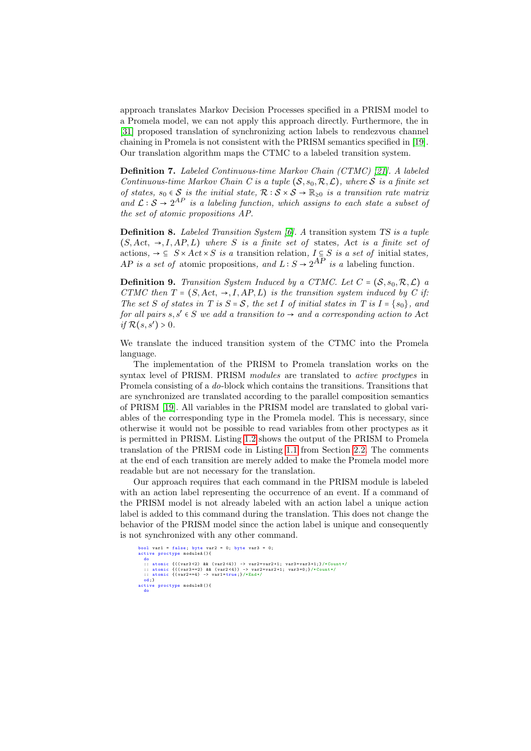approach translates Markov Decision Processes specified in a PRISM model to a Promela model, we can not apply this approach directly. Furthermore, the in [31] proposed translation of synchronizing action labels to rendezvous channel chaining in Promela is not consistent with the PRISM semantics specified in [19]. Our translation algorithm maps the CTMC to a labeled transition system.

**Definition 7.** *Labeled Continuous-time Markov Chain (CTMC) [21]. A labeled Continuous-time Markov Chain $C$ is a tuple $(\mathcal{S}, s_0, \mathcal{R}, \mathcal{L})$, where $\mathcal{S}$ is a finite set of states, $s_0 \in \mathcal{S}$ is the initial state, $\mathcal{R} : \mathcal{S} \times \mathcal{S} \to \mathbb{R}_{\geq 0}$ is a transition rate matrix and $\mathcal{L} : \mathcal{S} \to 2^{AP}$ is a labeling function, which assigns to each state a subset of the set of atomic propositions $AP$.*

**Definition 8.** *Labeled Transition System [6]. A* transition system *$TS$ is a tuple $(S, Act, \to, I, AP, L)$ where $S$ is a finite set of* states*, $Act$ is a finite set of* actions*, $\to \subseteq S \times Act \times S$ is a* transition relation*, $I \subseteq S$ is a set of* initial states*, $AP$ is a set of* atomic propositions*, and $L : S \to 2^{AP}$ is a* labeling function.

**Definition 9.** *Transition System Induced by a CTMC. Let $C = (\mathcal{S}, s_0, \mathcal{R}, \mathcal{L})$ a CTMC then $T = (S, Act, \to, I, AP, L)$ is the transition system induced by $C$ if: The set $S$ of states in $T$ is $S = \mathcal{S}$, the set $I$ of initial states in $T$ is $I = \{s_0\}$, and for all pairs $s, s' \in S$ we add a transition to $\to$ and a corresponding action to $Act$ if $\mathcal{R}(s, s') > 0$.*

We translate the induced transition system of the CTMC into the Promela language.

The implementation of the PRISM to Promela translation works on the syntax level of PRISM. PRISM *modules* are translated to *active proctypes* in Promela consisting of a *do*-block which contains the transitions. Transitions that are synchronized are translated according to the parallel composition semantics of PRISM [19]. All variables in the PRISM model are translated to global variables of the corresponding type in the Promela model. This is necessary, since otherwise it would not be possible to read variables from other proctypes as it is permitted in PRISM. Listing 1.2 shows the output of the PRISM to Promela translation of the PRISM code in Listing 1.1 from Section 2.2. The comments at the end of each transition are merely added to make the Promela model more readable but are not necessary for the translation.

Our approach requires that each command in the PRISM module is labeled with an action label representing the occurrence of an event. If a command of the PRISM model is not already labeled with an action label a unique action label is added to this command during the translation. This does not change the behavior of the PRISM model since the action label is unique and consequently is not synchronized with any other command.

```
bool var1 = false; byte var2 = 0; byte var3 = 0;
active proctype moduleA(){
  do
  :: atomic {((var3<2) && (var2<4)) -> var2=var2+1; var3=var3+1;}/*Count*/
  :: atomic {((var3==2) && (var2<4)) -> var2=var2+1; var3=0;}/*Count*/
  :: atomic {(var2==4) -> var1=true;}/*End*/
  od;}
active proctype moduleB(){
  do
```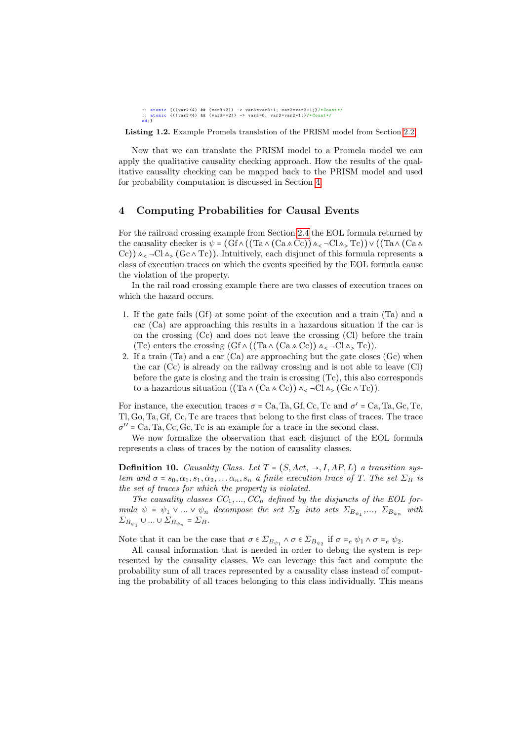```
:: atomic {((var2<4) && (var3<2)) -> var3=var3+1; var2=var2+1;}/*Count*/
:: atomic {((var2<4) && (var3==2)) -> var3=0; var2=var2+1;}/*Count*/
od;}
```

**Listing 1.2.** Example Promela translation of the PRISM model from Section 2.2

Now that we can translate the PRISM model to a Promela model we can apply the qualitative causality checking approach. How the results of the qualitative causality checking can be mapped back to the PRISM model and used for probability computation is discussed in Section 4.

## 4 Computing Probabilities for Causal Events

For the railroad crossing example from Section 2.4 the EOL formula returned by the causality checker is $\psi = (\mathrm{Gf} \wedge ((\mathrm{Ta} \wedge (\mathrm{Ca} \wedge \mathrm{Cc})) \wedge_< \neg\mathrm{Cl} \wedge_> \mathrm{Tc})) \vee ((\mathrm{Ta} \wedge (\mathrm{Ca} \wedge \mathrm{Cc})) \wedge_< \neg\mathrm{Cl} \wedge_> (\mathrm{Gc} \wedge \mathrm{Tc}))$. Intuitively, each disjunct of this formula represents a class of execution traces on which the events specified by the EOL formula cause the violation of the property.

In the rail road crossing example there are two classes of execution traces on which the hazard occurs.

1. If the gate fails (Gf) at some point of the execution and a train (Ta) and a car (Ca) are approaching this results in a hazardous situation if the car is on the crossing (Cc) and does not leave the crossing (Cl) before the train (Tc) enters the crossing $(\mathrm{Gf} \wedge ((\mathrm{Ta} \wedge (\mathrm{Ca} \wedge \mathrm{Cc})) \wedge_< \neg\mathrm{Cl} \wedge_> \mathrm{Tc}))$.
2. If a train (Ta) and a car (Ca) are approaching but the gate closes (Gc) when the car (Cc) is already on the railway crossing and is not able to leave (Cl) before the gate is closing and the train is crossing (Tc), this also corresponds to a hazardous situation $((\mathrm{Ta} \wedge (\mathrm{Ca} \wedge \mathrm{Cc})) \wedge_< \neg\mathrm{Cl} \wedge_> (\mathrm{Gc} \wedge \mathrm{Tc}))$.

For instance, the execution traces $\sigma = \mathrm{Ca}, \mathrm{Ta}, \mathrm{Gf}, \mathrm{Cc}, \mathrm{Tc}$ and $\sigma' = \mathrm{Ca}, \mathrm{Ta}, \mathrm{Gc}, \mathrm{Tc}, \mathrm{Tl}, \mathrm{Go}, \mathrm{Ta}, \mathrm{Gf}, \mathrm{Cc}, \mathrm{Tc}$ are traces that belong to the first class of traces. The trace $\sigma'' = \mathrm{Ca}, \mathrm{Ta}, \mathrm{Cc}, \mathrm{Gc}, \mathrm{Tc}$ is an example for a trace in the second class.

We now formalize the observation that each disjunct of the EOL formula represents a class of traces by the notion of causality classes.

**Definition 10.** *Causality Class. Let $T = (S, Act, \rightarrow, I, AP, L)$ a transition system and $\sigma = s_0, \alpha_1, s_1, \alpha_2, \ldots \alpha_n, s_n$ a finite execution trace of $T$. The set $\Sigma_B$ is the set of traces for which the property is violated.*

*The causality classes $CC_1, ..., CC_n$ defined by the disjuncts of the EOL formula $\psi = \psi_1 \vee ... \vee \psi_n$ decompose the set $\Sigma_B$ into sets $\Sigma_{B_{\psi_1}}, ..., \Sigma_{B_{\psi_n}}$ with $\Sigma_{B_{\psi_1}} \cup ... \cup \Sigma_{B_{\psi_n}} = \Sigma_B$.*

Note that it can be the case that $\sigma \in \Sigma_{B_{\psi_1}} \wedge \sigma \in \Sigma_{B_{\psi_2}}$ if $\sigma \models_e \psi_1 \wedge \sigma \models_e \psi_2$.

All causal information that is needed in order to debug the system is represented by the causality classes. We can leverage this fact and compute the probability sum of all traces represented by a causality class instead of computing the probability of all traces belonging to this class individually. This means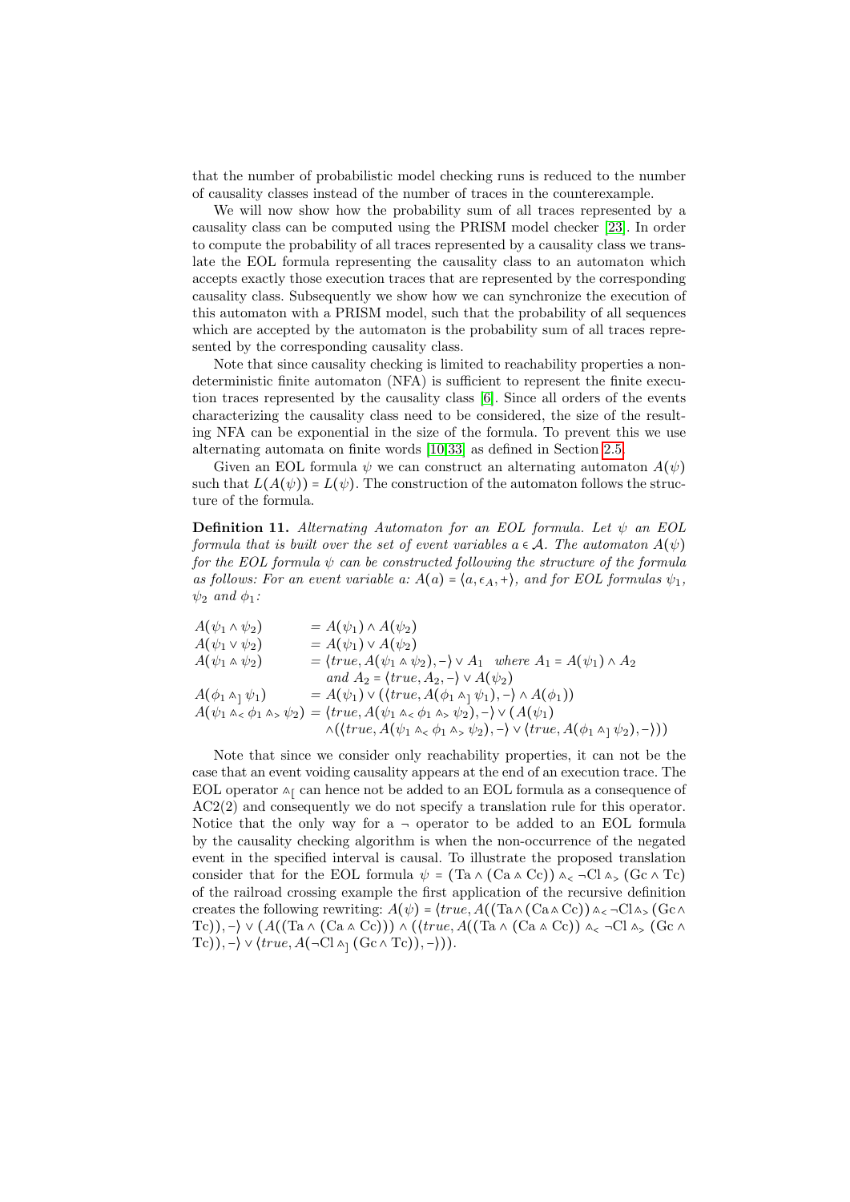that the number of probabilistic model checking runs is reduced to the number of causality classes instead of the number of traces in the counterexample.

We will now show how the probability sum of all traces represented by a causality class can be computed using the PRISM model checker [23]. In order to compute the probability of all traces represented by a causality class we translate the EOL formula representing the causality class to an automaton which accepts exactly those execution traces that are represented by the corresponding causality class. Subsequently we show how we can synchronize the execution of this automaton with a PRISM model, such that the probability of all sequences which are accepted by the automaton is the probability sum of all traces represented by the corresponding causality class.

Note that since causality checking is limited to reachability properties a nondeterministic finite automaton (NFA) is sufficient to represent the finite execution traces represented by the causality class [6]. Since all orders of the events characterizing the causality class need to be considered, the size of the resulting NFA can be exponential in the size of the formula. To prevent this we use alternating automata on finite words [10,33] as defined in Section 2.5.

Given an EOL formula $\psi$ we can construct an alternating automaton $A(\psi)$ such that $L(A(\psi)) = L(\psi)$. The construction of the automaton follows the structure of the formula.

**Definition 11.** *Alternating Automaton for an EOL formula. Let $\psi$ an EOL formula that is built over the set of event variables $a \in \mathcal{A}$. The automaton $A(\psi)$ for the EOL formula $\psi$ can be constructed following the structure of the formula as follows: For an event variable a: $A(a) = \langle a, \epsilon_A, + \rangle$, and for EOL formulas $\psi_1$, $\psi_2$ and $\phi_1$:*

$$
\begin{aligned}
A(\psi_1 \wedge \psi_2) &= A(\psi_1) \wedge A(\psi_2) \\
A(\psi_1 \vee \psi_2) &= A(\psi_1) \vee A(\psi_2) \\
A(\psi_1 \curlywedge \psi_2) &= \langle true, A(\psi_1 \curlywedge \psi_2), - \rangle \vee A_1 \quad \textit{where } A_1 = A(\psi_1) \wedge A_2 \\
&\quad\ \textit{and } A_2 = \langle true, A_2, - \rangle \vee A(\psi_2) \\
A(\phi_1 \curlywedge_{]} \psi_1) &= A(\psi_1) \vee (\langle true, A(\phi_1 \curlywedge_{]} \psi_1), - \rangle \wedge A(\phi_1)) \\
A(\psi_1 \curlywedge_{<} \phi_1 \curlywedge_{>} \psi_2) &= \langle true, A(\psi_1 \curlywedge_{<} \phi_1 \curlywedge_{>} \psi_2), - \rangle \vee (A(\psi_1) \\
&\quad \wedge(\langle true, A(\psi_1 \curlywedge_{<} \phi_1 \curlywedge_{>} \psi_2), - \rangle \vee \langle true, A(\phi_1 \curlywedge_{]} \psi_2), - \rangle))
\end{aligned}
$$

Note that since we consider only reachability properties, it can not be the case that an event voiding causality appears at the end of an execution trace. The EOL operator $\curlywedge_{[}$ can hence not be added to an EOL formula as a consequence of AC2(2) and consequently we do not specify a translation rule for this operator. Notice that the only way for a $\neg$ operator to be added to an EOL formula by the causality checking algorithm is when the non-occurrence of the negated event in the specified interval is causal. To illustrate the proposed translation consider that for the EOL formula $\psi = (\mathrm{Ta} \wedge (\mathrm{Ca} \curlywedge \mathrm{Cc})) \curlywedge_{<} \neg \mathrm{Cl} \curlywedge_{>} (\mathrm{Gc} \wedge \mathrm{Tc})$ of the railroad crossing example the first application of the recursive definition creates the following rewriting: $A(\psi) = \langle true, A((\mathrm{Ta} \wedge (\mathrm{Ca} \curlywedge \mathrm{Cc})) \curlywedge_{<} \neg \mathrm{Cl} \curlywedge_{>} (\mathrm{Gc} \wedge \mathrm{Tc})), - \rangle \vee (A((\mathrm{Ta} \wedge (\mathrm{Ca} \curlywedge \mathrm{Cc}))) \wedge (\langle true, A((\mathrm{Ta} \wedge (\mathrm{Ca} \curlywedge \mathrm{Cc})) \curlywedge_{<} \neg \mathrm{Cl} \curlywedge_{>} (\mathrm{Gc} \wedge \mathrm{Tc})), - \rangle \vee \langle true, A(\neg \mathrm{Cl} \curlywedge_{]} (\mathrm{Gc} \wedge \mathrm{Tc})), - \rangle))$.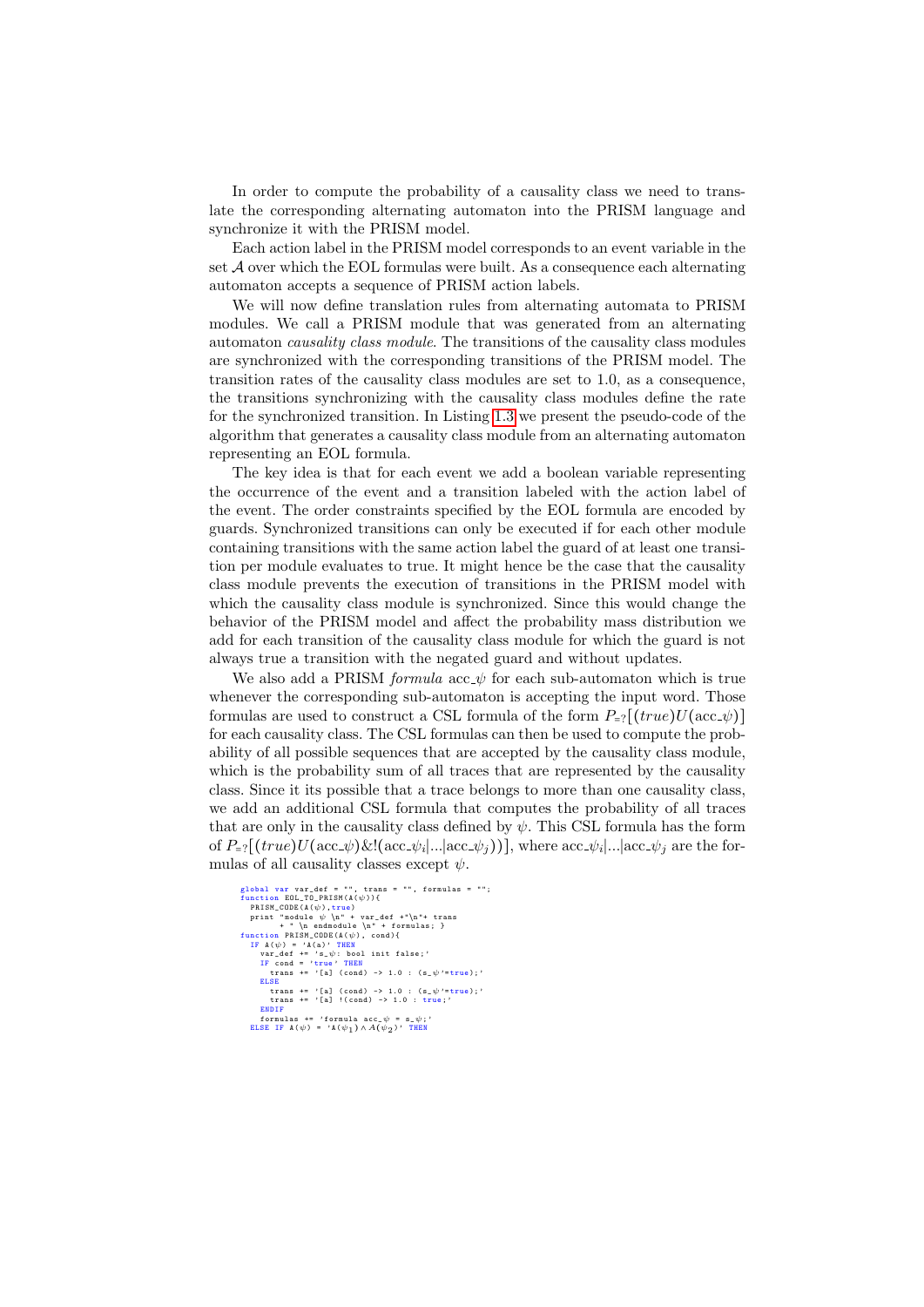In order to compute the probability of a causality class we need to translate the corresponding alternating automaton into the PRISM language and synchronize it with the PRISM model.

Each action label in the PRISM model corresponds to an event variable in the set $\mathcal{A}$ over which the EOL formulas were built. As a consequence each alternating automaton accepts a sequence of PRISM action labels.

We will now define translation rules from alternating automata to PRISM modules. We call a PRISM module that was generated from an alternating automaton *causality class module*. The transitions of the causality class modules are synchronized with the corresponding transitions of the PRISM model. The transition rates of the causality class modules are set to 1.0, as a consequence, the transitions synchronizing with the causality class modules define the rate for the synchronized transition. In Listing 1.3 we present the pseudo-code of the algorithm that generates a causality class module from an alternating automaton representing an EOL formula.

The key idea is that for each event we add a boolean variable representing the occurrence of the event and a transition labeled with the action label of the event. The order constraints specified by the EOL formula are encoded by guards. Synchronized transitions can only be executed if for each other module containing transitions with the same action label the guard of at least one transition per module evaluates to true. It might hence be the case that the causality class module prevents the execution of transitions in the PRISM model with which the causality class module is synchronized. Since this would change the behavior of the PRISM model and affect the probability mass distribution we add for each transition of the causality class module for which the guard is not always true a transition with the negated guard and without updates.

We also add a PRISM *formula* acc\_$\psi$ for each sub-automaton which is true whenever the corresponding sub-automaton is accepting the input word. Those formulas are used to construct a CSL formula of the form $P_{=?}[(true)U(\text{acc\_}\psi)]$ for each causality class. The CSL formulas can then be used to compute the probability of all possible sequences that are accepted by the causality class module, which is the probability sum of all traces that are represented by the causality class. Since it its possible that a trace belongs to more than one causality class, we add an additional CSL formula that computes the probability of all traces that are only in the causality class defined by $\psi$. This CSL formula has the form of $P_{=?}[(true)U(\text{acc\_}\psi)\&!(\text{acc\_}\psi_i|...|\text{acc\_}\psi_j))]$, where $\text{acc\_}\psi_i|...|\text{acc\_}\psi_j$ are the formulas of all causality classes except $\psi$.

```
global var var_def = "", trans = "", formulas = "";
function EOL_TO_PRISM(A(ψ)){
  PRISM_CODE(A(ψ),true)
  print "module ψ \n" + var_def +"\n"+ trans
        + " \n endmodule \n" + formulas; }
function PRISM_CODE(A(ψ), cond){
  IF A(ψ) = 'A(a)' THEN
    var_def += 's_ψ: bool init false;'
    IF cond = 'true' THEN
      trans += '[a] (cond) -> 1.0 : (s_ψ'=true);'
    ELSE
      trans += '[a] (cond) -> 1.0 : (s_ψ'=true);'
      trans += '[a] !(cond) -> 1.0 : true;'
    ENDIF
    formulas += 'formula acc_ψ = s_ψ;'
  ELSE IF A(ψ) = 'A(ψ1)∧A(ψ2)' THEN
```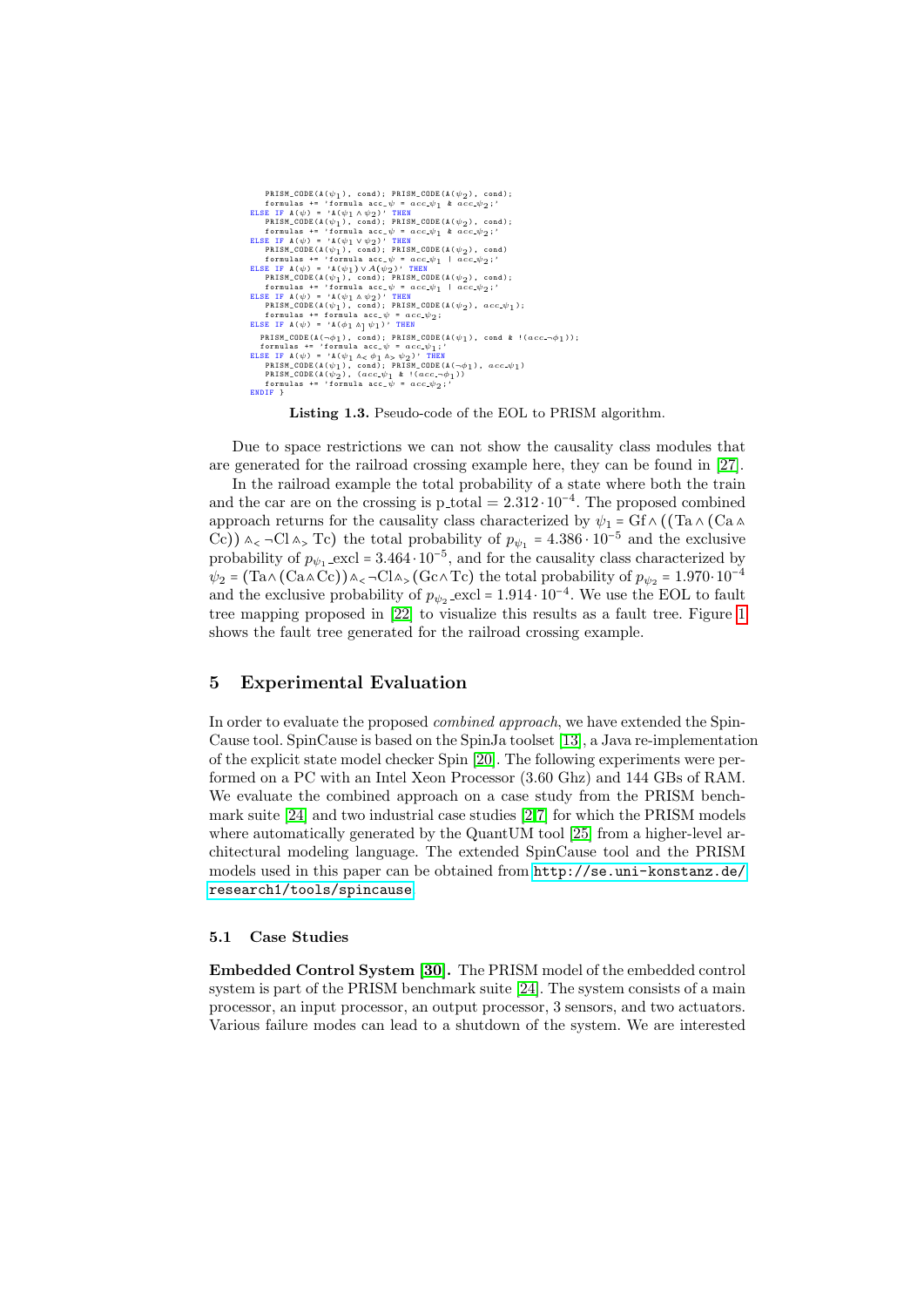```
    PRISM_CODE(A(ψ1), cond); PRISM_CODE(A(ψ2), cond);
    formulas += 'formula acc_ψ = acc_ψ1 & acc_ψ2;'
ELSE IF A(ψ) = 'A(ψ1 ∧ ψ2)' THEN
    PRISM_CODE(A(ψ1), cond); PRISM_CODE(A(ψ2), cond);
    formulas += 'formula acc_ψ = acc_ψ1 & acc_ψ2;'
ELSE IF A(ψ) = 'A(ψ1 ∨ ψ2)' THEN
    PRISM_CODE(A(ψ1), cond); PRISM_CODE(A(ψ2), cond)
    formulas += 'formula acc_ψ = acc_ψ1 | acc_ψ2;'
ELSE IF A(ψ) = 'A(ψ1) ∨ A(ψ2)' THEN
    PRISM_CODE(A(ψ1), cond); PRISM_CODE(A(ψ2), cond);
    formulas += 'formula acc_ψ = acc_ψ1 | acc_ψ2;'
ELSE IF A(ψ) = 'A(ψ1 ∧ ψ2)' THEN
    PRISM_CODE(A(ψ1), cond); PRISM_CODE(A(ψ2), acc_ψ1);
    formulas += formula acc_ψ = acc_ψ2;
ELSE IF A(ψ) = 'A(φ1 ∧] ψ1)' THEN
   PRISM_CODE(A(¬φ1), cond); PRISM_CODE(A(ψ1), cond & !(acc_¬φ1));
   formulas += 'formula acc_ψ = acc_ψ1;'
ELSE IF A(ψ) = 'A(ψ1 ∧< φ1 ∧> ψ2)' THEN
    PRISM_CODE(A(ψ1), cond); PRISM_CODE(A(¬φ1), acc_ψ1)
    PRISM_CODE(A(ψ2), (acc_ψ1 & !(acc_¬φ1))
    formulas += 'formula acc_ψ = acc_ψ2;'
ENDIF }
```

**Listing 1.3.** Pseudo-code of the EOL to PRISM algorithm.

Due to space restrictions we can not show the causality class modules that are generated for the railroad crossing example here, they can be found in [27].

In the railroad example the total probability of a state where both the train and the car are on the crossing is p_total = $2.312 \cdot 10^{-4}$. The proposed combined approach returns for the causality class characterized by $\psi_1 = \text{Gf} \wedge ((\text{Ta} \wedge (\text{Ca} \wedge \text{Cc})) \wedge_< \neg\text{Cl} \wedge_> \text{Tc})$ the total probability of $p_{\psi_1} = 4.386 \cdot 10^{-5}$ and the exclusive probability of $p_{\psi_1}$_excl $= 3.464 \cdot 10^{-5}$, and for the causality class characterized by $\psi_2 = (\text{Ta} \wedge (\text{Ca} \wedge \text{Cc})) \wedge_< \neg\text{Cl} \wedge_> (\text{Gc} \wedge \text{Tc})$ the total probability of $p_{\psi_2} = 1.970 \cdot 10^{-4}$ and the exclusive probability of $p_{\psi_2}$_excl $= 1.914 \cdot 10^{-4}$. We use the EOL to fault tree mapping proposed in [22] to visualize this results as a fault tree. Figure 1 shows the fault tree generated for the railroad crossing example.

## 5 Experimental Evaluation

In order to evaluate the proposed *combined approach*, we have extended the SpinCause tool. SpinCause is based on the SpinJa toolset [13], a Java re-implementation of the explicit state model checker Spin [20]. The following experiments were performed on a PC with an Intel Xeon Processor (3.60 Ghz) and 144 GBs of RAM. We evaluate the combined approach on a case study from the PRISM benchmark suite [24] and two industrial case studies [2,7] for which the PRISM models where automatically generated by the QuantUM tool [25] from a higher-level architectural modeling language. The extended SpinCause tool and the PRISM models used in this paper can be obtained from http://se.uni-konstanz.de/research1/tools/spincause.

### 5.1 Case Studies

**Embedded Control System [30].** The PRISM model of the embedded control system is part of the PRISM benchmark suite [24]. The system consists of a main processor, an input processor, an output processor, 3 sensors, and two actuators. Various failure modes can lead to a shutdown of the system. We are interested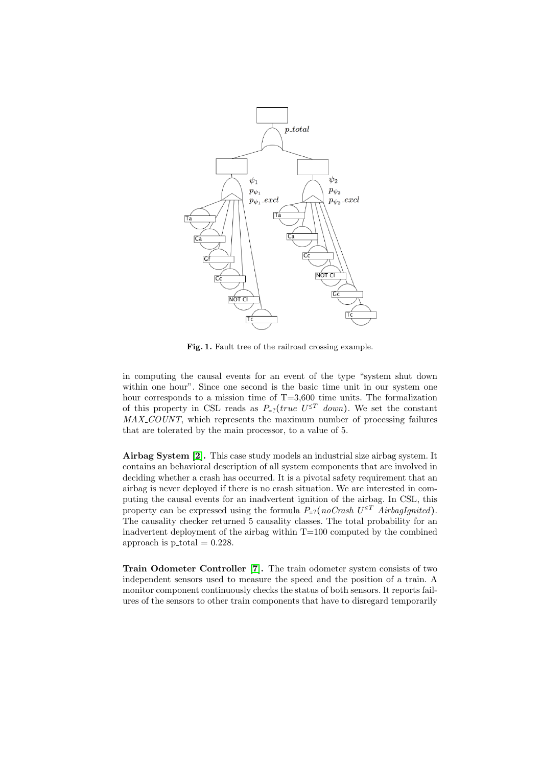Fig. 1. Fault tree of the railroad crossing example.

in computing the causal events for an event of the type "system shut down within one hour". Since one second is the basic time unit in our system one hour corresponds to a mission time of T=3,600 time units. The formalization of this property in CSL reads as $P_{=?}(true\ U^{\leq T}\ down)$. We set the constant *MAX_COUNT*, which represents the maximum number of processing failures that are tolerated by the main processor, to a value of 5.

**Airbag System [2].** This case study models an industrial size airbag system. It contains an behavioral description of all system components that are involved in deciding whether a crash has occurred. It is a pivotal safety requirement that an airbag is never deployed if there is no crash situation. We are interested in computing the causal events for an inadvertent ignition of the airbag. In CSL, this property can be expressed using the formula $P_{=?}(noCrash\ U^{\leq T}\ AirbagIgnited)$. The causality checker returned 5 causality classes. The total probability for an inadvertent deployment of the airbag within T=100 computed by the combined approach is p_total = 0.228.

**Train Odometer Controller [7].** The train odometer system consists of two independent sensors used to measure the speed and the position of a train. A monitor component continuously checks the status of both sensors. It reports failures of the sensors to other train components that have to disregard temporarily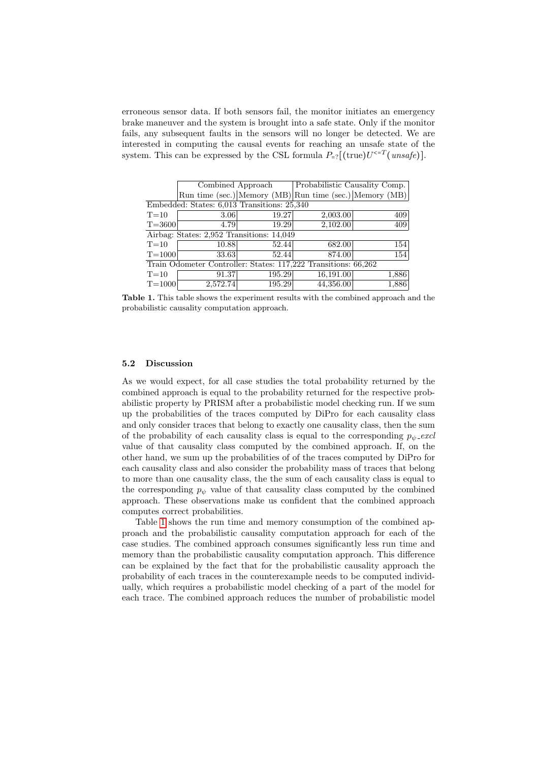erroneous sensor data. If both sensors fail, the monitor initiates an emergency brake maneuver and the system is brought into a safe state. Only if the monitor fails, any subsequent faults in the sensors will no longer be detected. We are interested in computing the causal events for reaching an unsafe state of the system. This can be expressed by the CSL formula $P_{=?}[(\text{true})U^{<=T}(\mathit{unsafe})]$.

| | Combined Approach | | Probabilistic Causality Comp. | |
|---|---|---|---|---|
| | Run time (sec.) | Memory (MB) | Run time (sec.) | Memory (MB) |
| Embedded: States: 6,013 Transitions: 25,340 | | | | |
| T=10 | 3.06 | 19.27 | 2,003.00 | 409 |
| T=3600 | 4.79 | 19.29 | 2,102.00 | 409 |
| Airbag: States: 2,952 Transitions: 14,049 | | | | |
| T=10 | 10.88 | 52.44 | 682.00 | 154 |
| T=1000 | 33.63 | 52.44 | 874.00 | 154 |
| Train Odometer Controller: States: 117,222 Transitions: 66,262 | | | | |
| T=10 | 91.37 | 195.29 | 16,191.00 | 1,886 |
| T=1000 | 2,572.74 | 195.29 | 44,356.00 | 1,886 |

**Table 1.** This table shows the experiment results with the combined and the probabilistic causality computation approach.

### 5.2 Discussion

As we would expect, for all case studies the total probability returned by the combined approach is equal to the probability returned for the respective probabilistic property by PRISM after a probabilistic model checking run. If we sum up the probabilities of the traces computed by DiPro for each causality class and only consider traces that belong to exactly one causality class, then the sum of the probability of each causality class is equal to the corresponding $p_{\psi}\_excl$ value of that causality class computed by the combined approach. If, on the other hand, we sum up the probabilities of of the traces computed by DiPro for each causality class and also consider the probability mass of traces that belong to more than one causality class, the the sum of each causality class is equal to the corresponding $p_{\psi}$ value of that causality class computed by the combined approach. These observations make us confident that the combined approach computes correct probabilities.

Table 1 shows the run time and memory consumption of the combined approach and the probabilistic causality computation approach for each of the case studies. The combined approach consumes significantly less run time and memory than the probabilistic causality computation approach. This difference can be explained by the fact that for the probabilistic causality approach the probability of each traces in the counterexample needs to be computed individually, which requires a probabilistic model checking of a part of the model for each trace. The combined approach reduces the number of probabilistic model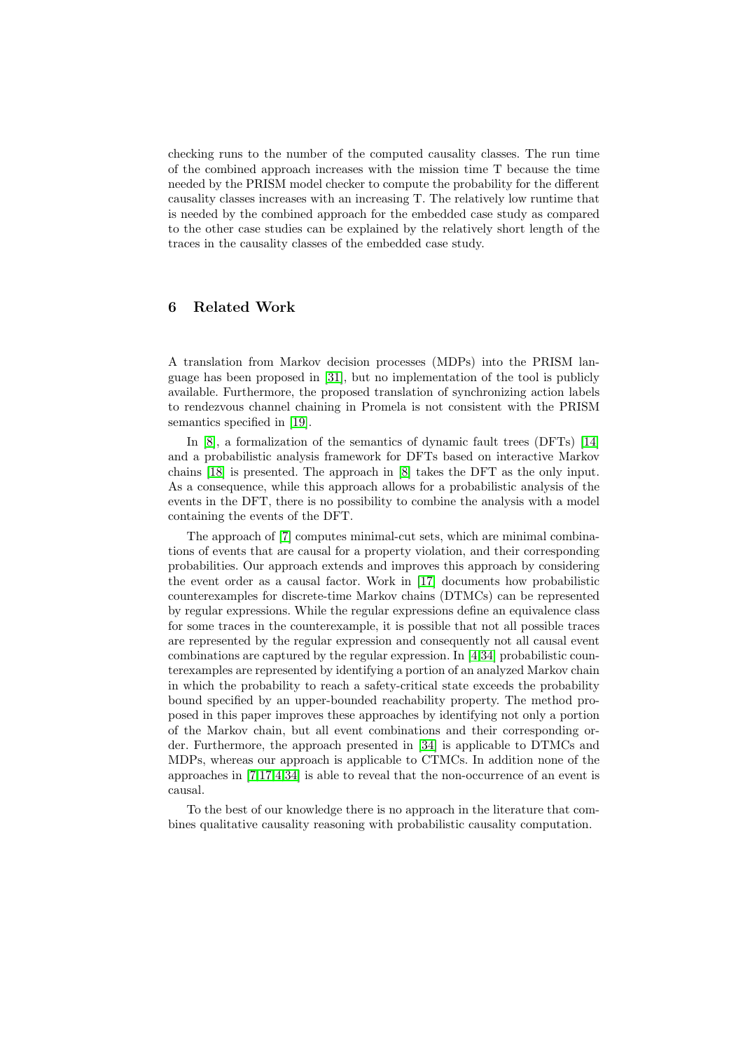checking runs to the number of the computed causality classes. The run time of the combined approach increases with the mission time T because the time needed by the PRISM model checker to compute the probability for the different causality classes increases with an increasing T. The relatively low runtime that is needed by the combined approach for the embedded case study as compared to the other case studies can be explained by the relatively short length of the traces in the causality classes of the embedded case study.

## 6 Related Work

A translation from Markov decision processes (MDPs) into the PRISM language has been proposed in [31], but no implementation of the tool is publicly available. Furthermore, the proposed translation of synchronizing action labels to rendezvous channel chaining in Promela is not consistent with the PRISM semantics specified in [19].

In [8], a formalization of the semantics of dynamic fault trees (DFTs) [14] and a probabilistic analysis framework for DFTs based on interactive Markov chains [18] is presented. The approach in [8] takes the DFT as the only input. As a consequence, while this approach allows for a probabilistic analysis of the events in the DFT, there is no possibility to combine the analysis with a model containing the events of the DFT.

The approach of [7] computes minimal-cut sets, which are minimal combinations of events that are causal for a property violation, and their corresponding probabilities. Our approach extends and improves this approach by considering the event order as a causal factor. Work in [17] documents how probabilistic counterexamples for discrete-time Markov chains (DTMCs) can be represented by regular expressions. While the regular expressions define an equivalence class for some traces in the counterexample, it is possible that not all possible traces are represented by the regular expression and consequently not all causal event combinations are captured by the regular expression. In [4,34] probabilistic counterexamples are represented by identifying a portion of an analyzed Markov chain in which the probability to reach a safety-critical state exceeds the probability bound specified by an upper-bounded reachability property. The method proposed in this paper improves these approaches by identifying not only a portion of the Markov chain, but all event combinations and their corresponding order. Furthermore, the approach presented in [34] is applicable to DTMCs and MDPs, whereas our approach is applicable to CTMCs. In addition none of the approaches in [7,17,4,34] is able to reveal that the non-occurrence of an event is causal.

To the best of our knowledge there is no approach in the literature that combines qualitative causality reasoning with probabilistic causality computation.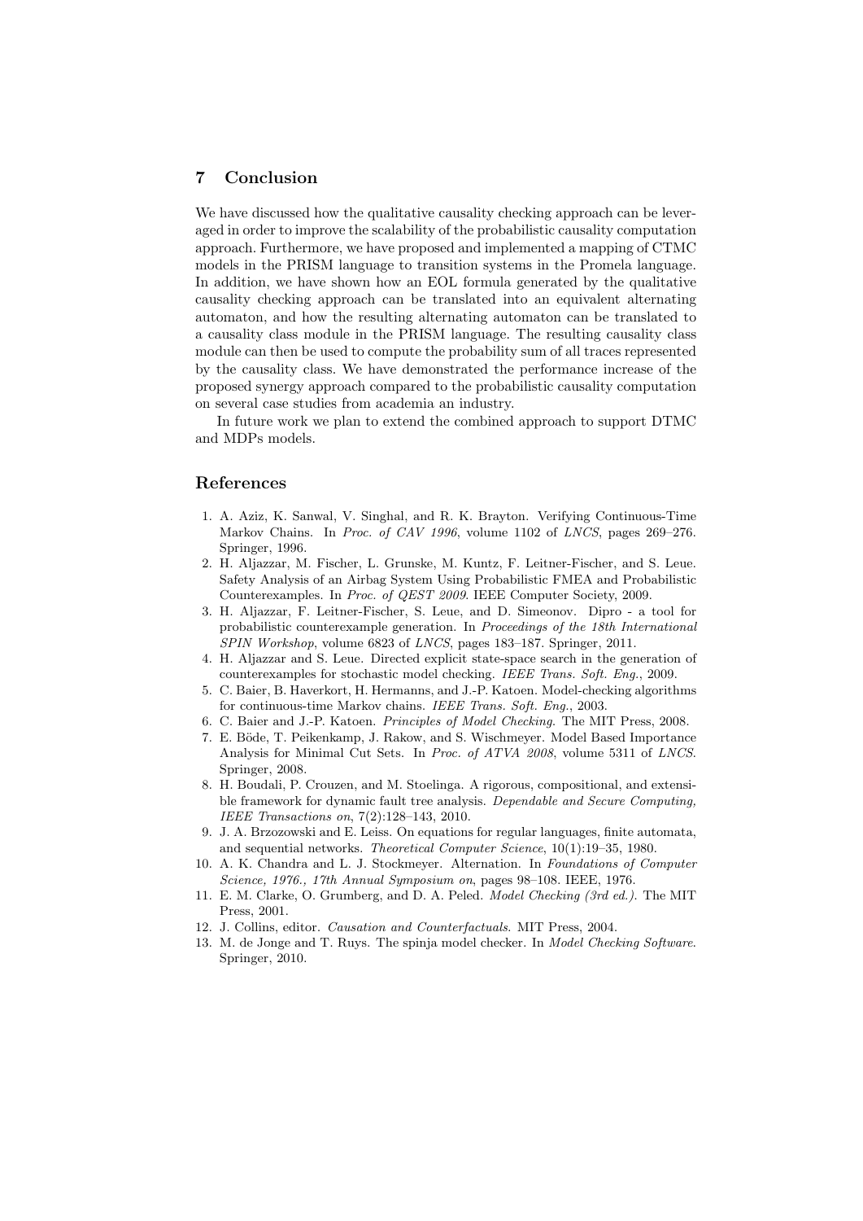## 7 Conclusion

We have discussed how the qualitative causality checking approach can be leveraged in order to improve the scalability of the probabilistic causality computation approach. Furthermore, we have proposed and implemented a mapping of CTMC models in the PRISM language to transition systems in the Promela language. In addition, we have shown how an EOL formula generated by the qualitative causality checking approach can be translated into an equivalent alternating automaton, and how the resulting alternating automaton can be translated to a causality class module in the PRISM language. The resulting causality class module can then be used to compute the probability sum of all traces represented by the causality class. We have demonstrated the performance increase of the proposed synergy approach compared to the probabilistic causality computation on several case studies from academia an industry.

In future work we plan to extend the combined approach to support DTMC and MDPs models.

## References

1. A. Aziz, K. Sanwal, V. Singhal, and R. K. Brayton. Verifying Continuous-Time Markov Chains. In *Proc. of CAV 1996*, volume 1102 of *LNCS*, pages 269–276. Springer, 1996.
2. H. Aljazzar, M. Fischer, L. Grunske, M. Kuntz, F. Leitner-Fischer, and S. Leue. Safety Analysis of an Airbag System Using Probabilistic FMEA and Probabilistic Counterexamples. In *Proc. of QEST 2009*. IEEE Computer Society, 2009.
3. H. Aljazzar, F. Leitner-Fischer, S. Leue, and D. Simeonov. Dipro - a tool for probabilistic counterexample generation. In *Proceedings of the 18th International SPIN Workshop*, volume 6823 of *LNCS*, pages 183–187. Springer, 2011.
4. H. Aljazzar and S. Leue. Directed explicit state-space search in the generation of counterexamples for stochastic model checking. *IEEE Trans. Soft. Eng.*, 2009.
5. C. Baier, B. Haverkort, H. Hermanns, and J.-P. Katoen. Model-checking algorithms for continuous-time Markov chains. *IEEE Trans. Soft. Eng.*, 2003.
6. C. Baier and J.-P. Katoen. *Principles of Model Checking.* The MIT Press, 2008.
7. E. Böde, T. Peikenkamp, J. Rakow, and S. Wischmeyer. Model Based Importance Analysis for Minimal Cut Sets. In *Proc. of ATVA 2008*, volume 5311 of *LNCS*. Springer, 2008.
8. H. Boudali, P. Crouzen, and M. Stoelinga. A rigorous, compositional, and extensible framework for dynamic fault tree analysis. *Dependable and Secure Computing, IEEE Transactions on*, 7(2):128–143, 2010.
9. J. A. Brzozowski and E. Leiss. On equations for regular languages, finite automata, and sequential networks. *Theoretical Computer Science*, 10(1):19–35, 1980.
10. A. K. Chandra and L. J. Stockmeyer. Alternation. In *Foundations of Computer Science, 1976., 17th Annual Symposium on*, pages 98–108. IEEE, 1976.
11. E. M. Clarke, O. Grumberg, and D. A. Peled. *Model Checking (3rd ed.).* The MIT Press, 2001.
12. J. Collins, editor. *Causation and Counterfactuals.* MIT Press, 2004.
13. M. de Jonge and T. Ruys. The spinja model checker. In *Model Checking Software.* Springer, 2010.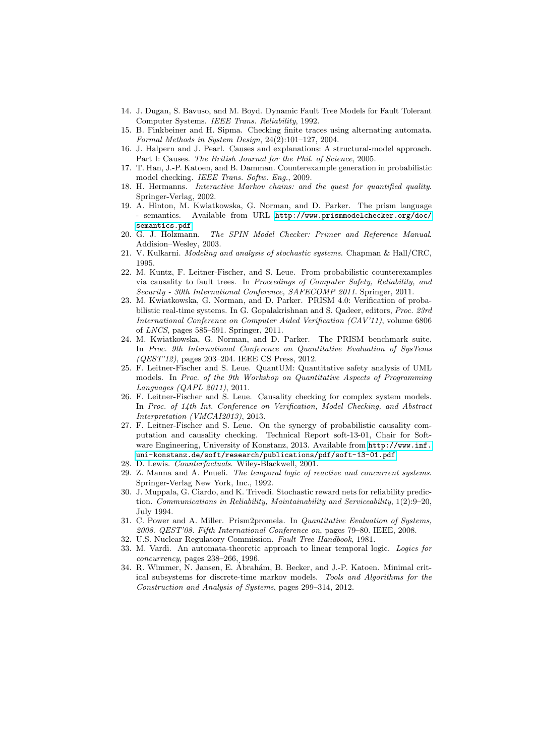14. J. Dugan, S. Bavuso, and M. Boyd. Dynamic Fault Tree Models for Fault Tolerant Computer Systems. *IEEE Trans. Reliability*, 1992.
15. B. Finkbeiner and H. Sipma. Checking finite traces using alternating automata. *Formal Methods in System Design*, 24(2):101–127, 2004.
16. J. Halpern and J. Pearl. Causes and explanations: A structural-model approach. Part I: Causes. *The British Journal for the Phil. of Science*, 2005.
17. T. Han, J.-P. Katoen, and B. Damman. Counterexample generation in probabilistic model checking. *IEEE Trans. Softw. Eng.*, 2009.
18. H. Hermanns. *Interactive Markov chains: and the quest for quantified quality*. Springer-Verlag, 2002.
19. A. Hinton, M. Kwiatkowska, G. Norman, and D. Parker. The prism language - semantics. Available from URL http://www.prismmodelchecker.org/doc/semantics.pdf
20. G. J. Holzmann. *The SPIN Model Checker: Primer and Reference Manual*. Addision–Wesley, 2003.
21. V. Kulkarni. *Modeling and analysis of stochastic systems*. Chapman & Hall/CRC, 1995.
22. M. Kuntz, F. Leitner-Fischer, and S. Leue. From probabilistic counterexamples via causality to fault trees. In *Proceedings of Computer Safety, Reliability, and Security - 30th International Conference, SAFECOMP 2011*. Springer, 2011.
23. M. Kwiatkowska, G. Norman, and D. Parker. PRISM 4.0: Verification of probabilistic real-time systems. In G. Gopalakrishnan and S. Qadeer, editors, *Proc. 23rd International Conference on Computer Aided Verification (CAV'11)*, volume 6806 of *LNCS*, pages 585–591. Springer, 2011.
24. M. Kwiatkowska, G. Norman, and D. Parker. The PRISM benchmark suite. In *Proc. 9th International Conference on Quantitative Evaluation of SysTems (QEST'12)*, pages 203–204. IEEE CS Press, 2012.
25. F. Leitner-Fischer and S. Leue. QuantUM: Quantitative safety analysis of UML models. In *Proc. of the 9th Workshop on Quantitative Aspects of Programming Languages (QAPL 2011)*, 2011.
26. F. Leitner-Fischer and S. Leue. Causality checking for complex system models. In *Proc. of 14th Int. Conference on Verification, Model Checking, and Abstract Interpretation (VMCAI2013)*, 2013.
27. F. Leitner-Fischer and S. Leue. On the synergy of probabilistic causality computation and causality checking. Technical Report soft-13-01, Chair for Software Engineering, University of Konstanz, 2013. Available from http://www.inf.uni-konstanz.de/soft/research/publications/pdf/soft-13-01.pdf
28. D. Lewis. *Counterfactuals*. Wiley-Blackwell, 2001.
29. Z. Manna and A. Pnueli. *The temporal logic of reactive and concurrent systems*. Springer-Verlag New York, Inc., 1992.
30. J. Muppala, G. Ciardo, and K. Trivedi. Stochastic reward nets for reliability prediction. *Communications in Reliability, Maintainability and Serviceability*, 1(2):9–20, July 1994.
31. C. Power and A. Miller. Prism2promela. In *Quantitative Evaluation of Systems, 2008. QEST'08. Fifth International Conference on*, pages 79–80. IEEE, 2008.
32. U.S. Nuclear Regulatory Commission. *Fault Tree Handbook*, 1981.
33. M. Vardi. An automata-theoretic approach to linear temporal logic. *Logics for concurrency*, pages 238–266, 1996.
34. R. Wimmer, N. Jansen, E. Ábrahám, B. Becker, and J.-P. Katoen. Minimal critical subsystems for discrete-time markov models. *Tools and Algorithms for the Construction and Analysis of Systems*, pages 299–314, 2012.